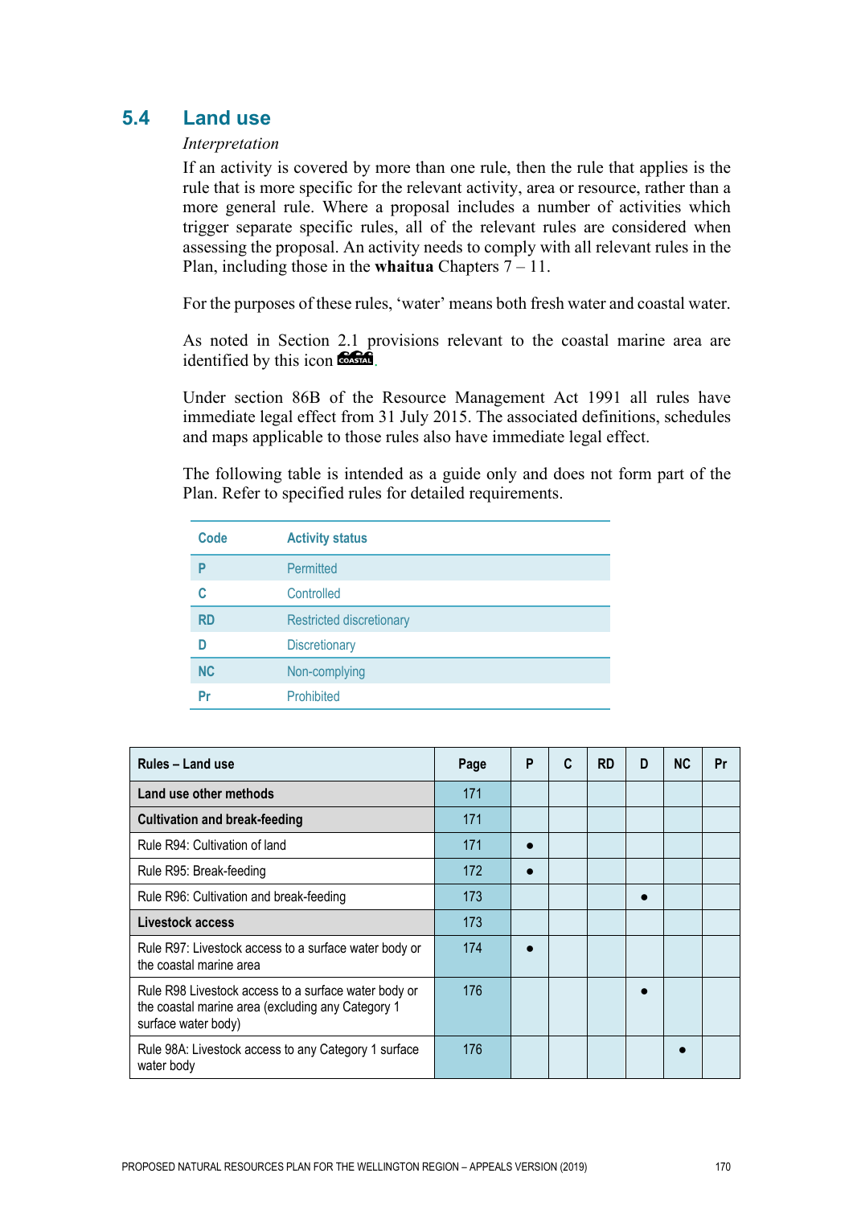## 5.4 Land use

*Interpretation*

If an activity is covered by more than one rule, then the rule that applies is the rule that is more specific for the relevant activity, area or resource, rather than a more general rule. Where a proposal includes a number of activities which trigger separate specific rules, all of the relevant rules are considered when assessing the proposal. An activity needs to comply with all relevant rules in the Plan, including those in the **whaitua** Chapters 7 – 11.

For the purposes of these rules, 'water' means both fresh water and coastal water.

As noted in Section 2.1 provisions relevant to the coastal marine area are identified by this icon COASTAL.

Under section 86B of the Resource Management Act 1991 all rules have immediate legal effect from 31 July 2015. The associated definitions, schedules and maps applicable to those rules also have immediate legal effect.

The following table is intended as a guide only and does not form part of the Plan. Refer to specified rules for detailed requirements.

| Code | Activity status |
|---|---|
| P | Permitted |
| C | Controlled |
| RD | Restricted discretionary |
| D | Discretionary |
| NC | Non-complying |
| Pr | Prohibited |

| Rules – Land use | Page | P | C | RD | D | NC | Pr |
|---|---|---|---|---|---|---|---|
| **Land use other methods** | 171 | | | | | | |
| **Cultivation and break-feeding** | 171 | | | | | | |
| Rule R94: Cultivation of land | 171 | ● | | | | | |
| Rule R95: Break-feeding | 172 | ● | | | | | |
| Rule R96: Cultivation and break-feeding | 173 | | | | ● | | |
| **Livestock access** | 173 | | | | | | |
| Rule R97: Livestock access to a surface water body or the coastal marine area | 174 | ● | | | | | |
| Rule R98 Livestock access to a surface water body or the coastal marine area (excluding any Category 1 surface water body) | 176 | | | | ● | | |
| Rule 98A: Livestock access to any Category 1 surface water body | 176 | | | | | ● | |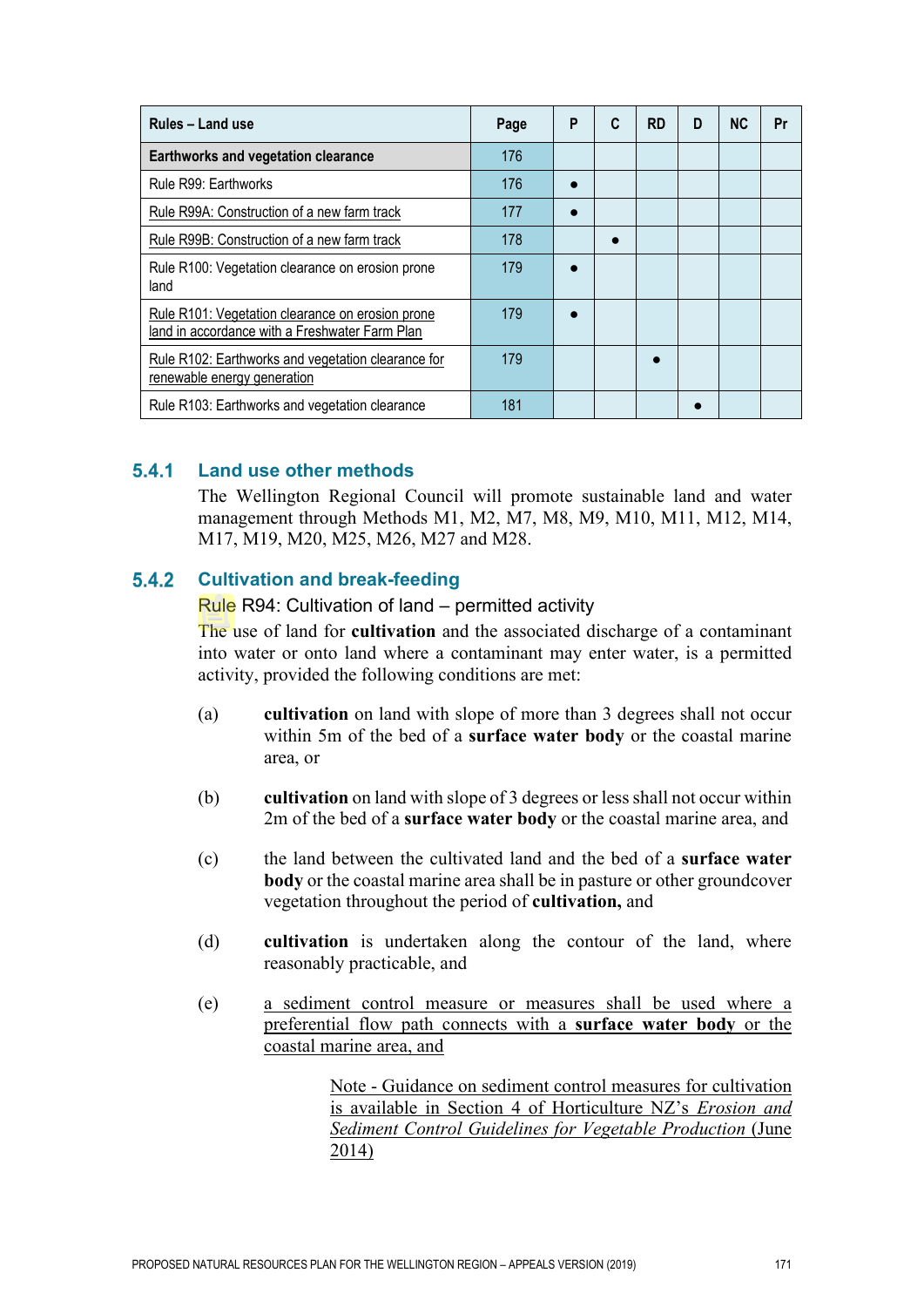| Rules – Land use | Page | P | C | RD | D | NC | Pr |
|---|---|---|---|---|---|---|---|
| **Earthworks and vegetation clearance** | 176 | | | | | | |
| Rule R99: Earthworks | 176 | ● | | | | | |
| Rule R99A: Construction of a new farm track | 177 | ● | | | | | |
| Rule R99B: Construction of a new farm track | 178 | | ● | | | | |
| Rule R100: Vegetation clearance on erosion prone land | 179 | ● | | | | | |
| Rule R101: Vegetation clearance on erosion prone land in accordance with a Freshwater Farm Plan | 179 | ● | | | | | |
| Rule R102: Earthworks and vegetation clearance for renewable energy generation | 179 | | | ● | | | |
| Rule R103: Earthworks and vegetation clearance | 181 | | | | ● | | |

### 5.4.1 Land use other methods

The Wellington Regional Council will promote sustainable land and water management through Methods M1, M2, M7, M8, M9, M10, M11, M12, M14, M17, M19, M20, M25, M26, M27 and M28.

### 5.4.2 Cultivation and break-feeding

Rule R94: Cultivation of land – permitted activity

The use of land for **cultivation** and the associated discharge of a contaminant into water or onto land where a contaminant may enter water, is a permitted activity, provided the following conditions are met:

(a) **cultivation** on land with slope of more than 3 degrees shall not occur within 5m of the bed of a **surface water body** or the coastal marine area, or

(b) **cultivation** on land with slope of 3 degrees or less shall not occur within 2m of the bed of a **surface water body** or the coastal marine area, and

(c) the land between the cultivated land and the bed of a **surface water body** or the coastal marine area shall be in pasture or other groundcover vegetation throughout the period of **cultivation,** and

(d) **cultivation** is undertaken along the contour of the land, where reasonably practicable, and

(e) a sediment control measure or measures shall be used where a preferential flow path connects with a **surface water body** or the coastal marine area, and

> Note - Guidance on sediment control measures for cultivation is available in Section 4 of Horticulture NZ's *Erosion and Sediment Control Guidelines for Vegetable Production* (June 2014)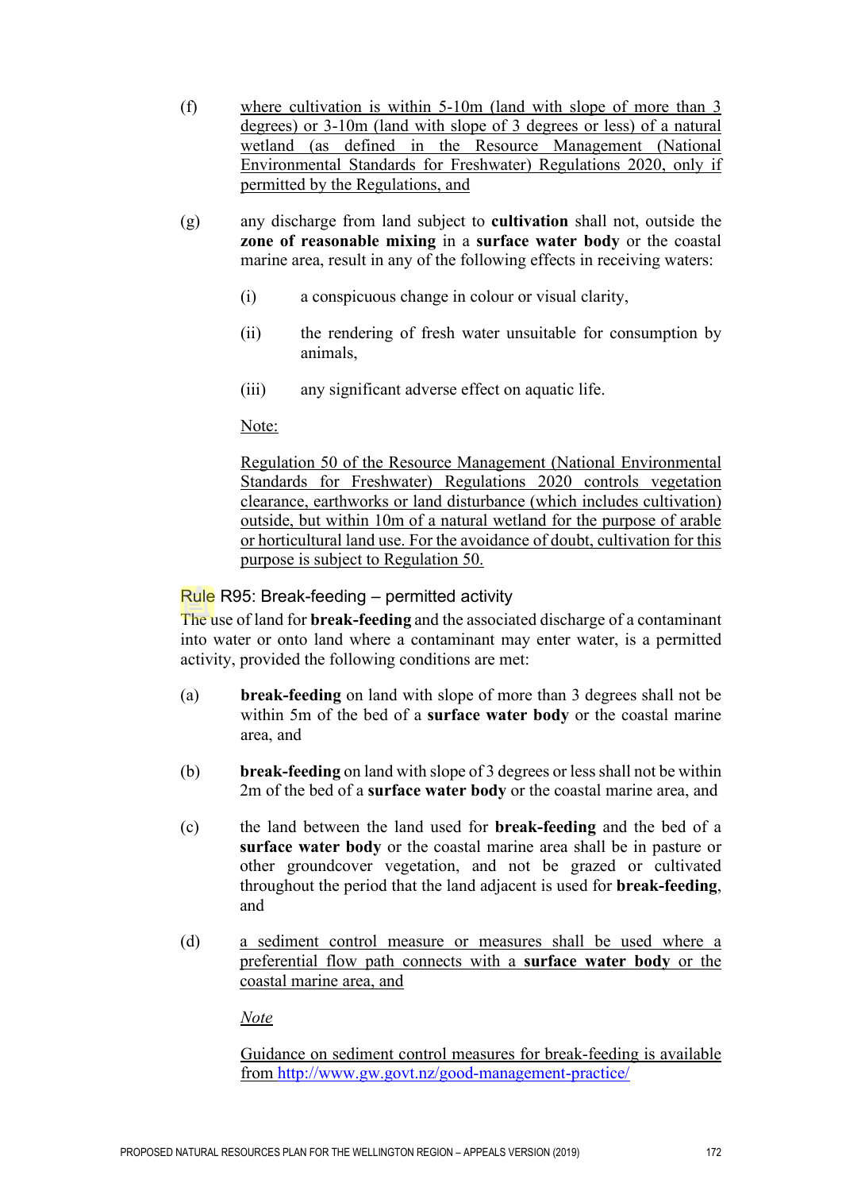(f) where cultivation is within 5-10m (land with slope of more than 3 degrees) or 3-10m (land with slope of 3 degrees or less) of a natural wetland (as defined in the Resource Management (National Environmental Standards for Freshwater) Regulations 2020, only if permitted by the Regulations, and

(g) any discharge from land subject to **cultivation** shall not, outside the **zone of reasonable mixing** in a **surface water body** or the coastal marine area, result in any of the following effects in receiving waters:

  (i) a conspicuous change in colour or visual clarity,

  (ii) the rendering of fresh water unsuitable for consumption by animals,

  (iii) any significant adverse effect on aquatic life.

  Note:

  Regulation 50 of the Resource Management (National Environmental Standards for Freshwater) Regulations 2020 controls vegetation clearance, earthworks or land disturbance (which includes cultivation) outside, but within 10m of a natural wetland for the purpose of arable or horticultural land use. For the avoidance of doubt, cultivation for this purpose is subject to Regulation 50.

### Rule R95: Break-feeding – permitted activity

The use of land for **break-feeding** and the associated discharge of a contaminant into water or onto land where a contaminant may enter water, is a permitted activity, provided the following conditions are met:

(a) **break-feeding** on land with slope of more than 3 degrees shall not be within 5m of the bed of a **surface water body** or the coastal marine area, and

(b) **break-feeding** on land with slope of 3 degrees or less shall not be within 2m of the bed of a **surface water body** or the coastal marine area, and

(c) the land between the land used for **break-feeding** and the bed of a **surface water body** or the coastal marine area shall be in pasture or other groundcover vegetation, and not be grazed or cultivated throughout the period that the land adjacent is used for **break-feeding**, and

(d) a sediment control measure or measures shall be used where a preferential flow path connects with a **surface water body** or the coastal marine area, and

  *Note*

  Guidance on sediment control measures for break-feeding is available from http://www.gw.govt.nz/good-management-practice/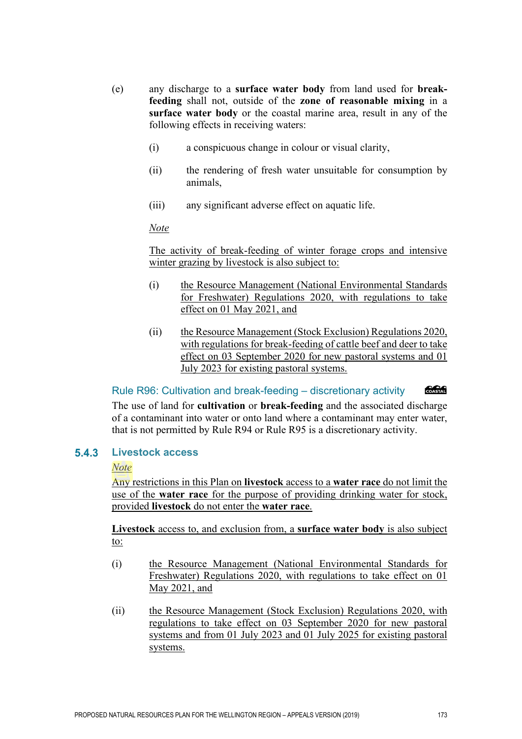(e) any discharge to a **surface water body** from land used for **break-feeding** shall not, outside of the **zone of reasonable mixing** in a **surface water body** or the coastal marine area, result in any of the following effects in receiving waters:

   (i) a conspicuous change in colour or visual clarity,

   (ii) the rendering of fresh water unsuitable for consumption by animals,

   (iii) any significant adverse effect on aquatic life.

   <u>*Note*</u>

   <u>The activity of break-feeding of winter forage crops and intensive winter grazing by livestock is also subject to:</u>

   (i) <u>the Resource Management (National Environmental Standards for Freshwater) Regulations 2020, with regulations to take effect on 01 May 2021, and</u>

   (ii) <u>the Resource Management (Stock Exclusion) Regulations 2020, with regulations for break-feeding of cattle beef and deer to take effect on 03 September 2020 for new pastoral systems and 01 July 2023 for existing pastoral systems.</u>

### Rule R96: Cultivation and break-feeding – discretionary activity

COASTAL

The use of land for **cultivation** or **break-feeding** and the associated discharge of a contaminant into water or onto land where a contaminant may enter water, that is not permitted by Rule R94 or Rule R95 is a discretionary activity.

## 5.4.3 Livestock access

<u>*Note*</u>

<u>Any restrictions in this Plan on **livestock** access to a **water race** do not limit the use of the **water race** for the purpose of providing drinking water for stock, provided **livestock** do not enter the **water race**.</u>

<u>**Livestock** access to, and exclusion from, a **surface water body** is also subject to:</u>

(i) <u>the Resource Management (National Environmental Standards for Freshwater) Regulations 2020, with regulations to take effect on 01 May 2021, and</u>

(ii) <u>the Resource Management (Stock Exclusion) Regulations 2020, with regulations to take effect on 03 September 2020 for new pastoral systems and from 01 July 2023 and 01 July 2025 for existing pastoral systems.</u>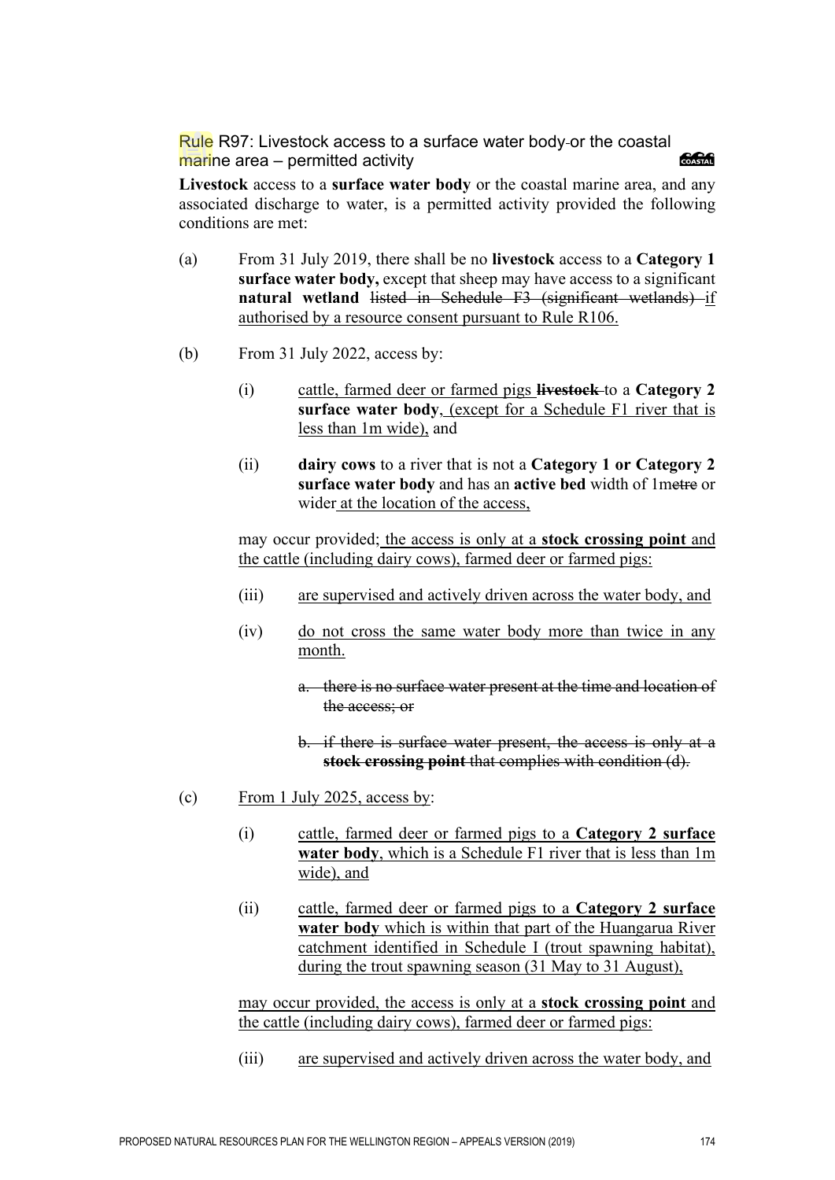### Rule R97: Livestock access to a surface water body ~~-~~or the coastal marine area – permitted activity

**Livestock** access to a **surface water body** or the coastal marine area, and any associated discharge to water, is a permitted activity provided the following conditions are met:

(a) From 31 July 2019, there shall be no **livestock** access to a **Category 1 surface water body,** except that sheep may have access to a significant **natural wetland** ~~listed in Schedule F3 (significant wetlands)~~ <u>if authorised by a resource consent pursuant to Rule R106.</u>

(b) From 31 July 2022, access by:

(i) <u>cattle, farmed deer or farmed pigs</u> ~~**livestock**~~ to a **Category 2 surface water body**<u>, (except for a Schedule F1 river that is less than 1m wide),</u> and

(ii) **dairy cows** to a river that is not a **Category 1 or Category 2 surface water body** and has an **active bed** width of 1m~~etre~~ or wider<u> at the location of the access,</u>

may occur provided<u>; the access is only at a **stock crossing point** and the cattle (including dairy cows), farmed deer or farmed pigs:</u>

(iii) <u>are supervised and actively driven across the water body, and</u>

(iv) <u>do not cross the same water body more than twice in any month.</u>

~~a. there is no surface water present at the time and location of the access; or~~

~~b. if there is surface water present, the access is only at a **stock crossing point** that complies with condition (d).~~

(c) <u>From 1 July 2025, access by</u>:

(i) <u>cattle, farmed deer or farmed pigs to a **Category 2 surface water body**, which is a Schedule F1 river that is less than 1m wide), and</u>

(ii) <u>cattle, farmed deer or farmed pigs to a **Category 2 surface water body** which is within that part of the Huangarua River catchment identified in Schedule I (trout spawning habitat), during the trout spawning season (31 May to 31 August),</u>

<u>may occur provided, the access is only at a **stock crossing point** and the cattle (including dairy cows), farmed deer or farmed pigs:</u>

(iii) <u>are supervised and actively driven across the water body, and</u>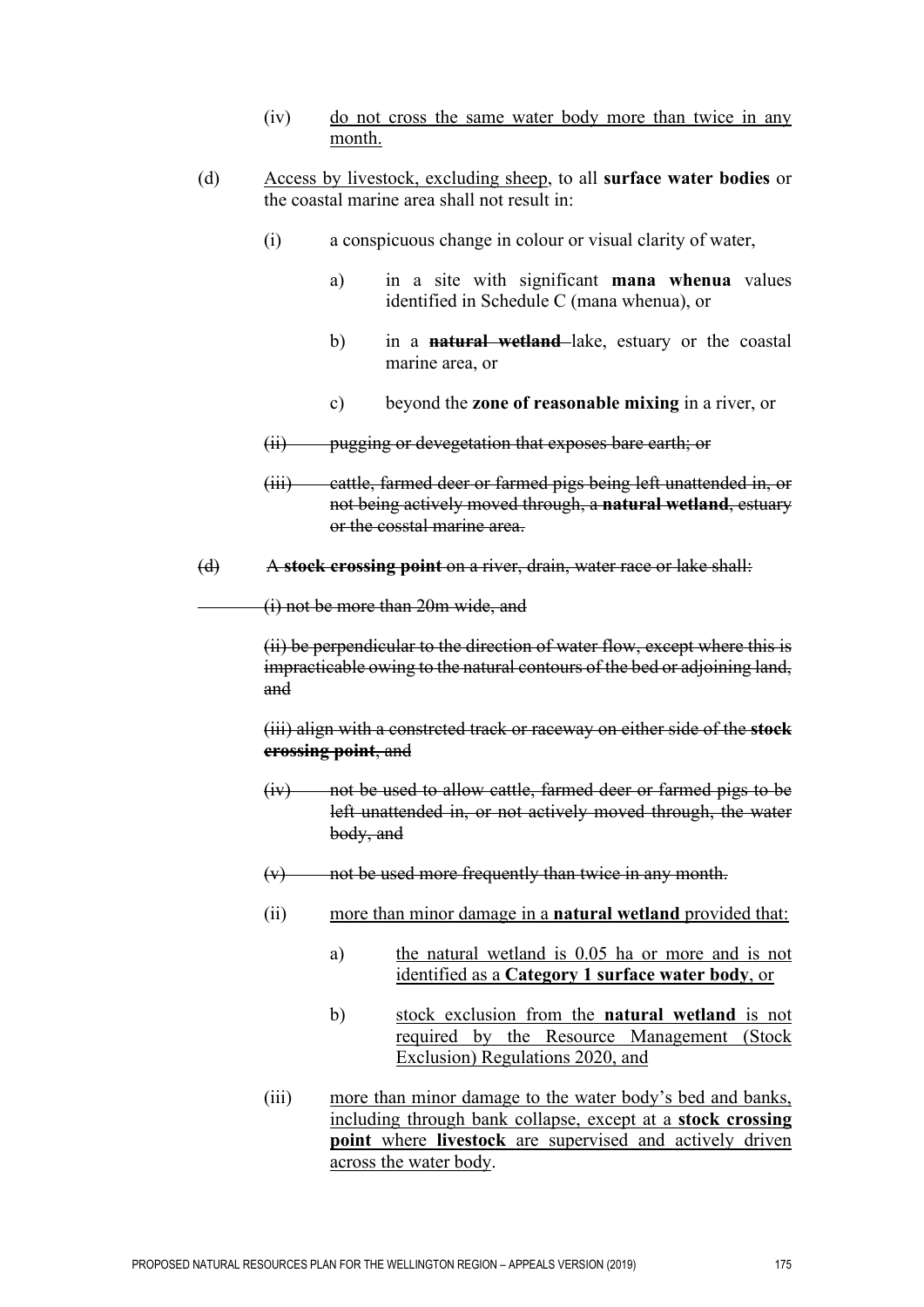(iv) <u>do not cross the same water body more than twice in any month.</u>

(d) <u>Access by livestock, excluding sheep</u>, to all **surface water bodies** or the coastal marine area shall not result in:

(i) a conspicuous change in colour or visual clarity of water,

a) in a site with significant **mana whenua** values identified in Schedule C (mana whenua), or

b) in a ~~**natural wetland**~~ lake, estuary or the coastal marine area, or

c) beyond the **zone of reasonable mixing** in a river, or

~~(ii) pugging or devegetation that exposes bare earth; or~~

~~(iii) cattle, farmed deer or farmed pigs being left unattended in, or not being actively moved through, a **natural wetland**, estuary or the cosstal marine area.~~

~~(d) A **stock crossing point** on a river, drain, water race or lake shall:~~

~~(i) not be more than 20m wide, and~~

~~(ii) be perpendicular to the direction of water flow, except where this is impracticable owing to the natural contours of the bed or adjoining land, and~~

~~(iii) align with a constrcted track or raceway on either side of the **stock crossing point**, and~~

~~(iv) not be used to allow cattle, farmed deer or farmed pigs to be left unattended in, or not actively moved through, the water body, and~~

~~(v) not be used more frequently than twice in any month.~~

(ii) <u>more than minor damage in a **natural wetland** provided that:</u>

a) <u>the natural wetland is 0.05 ha or more and is not identified as a **Category 1 surface water body**, or</u>

b) <u>stock exclusion from the **natural wetland** is not required by the Resource Management (Stock Exclusion) Regulations 2020, and</u>

(iii) <u>more than minor damage to the water body's bed and banks, including through bank collapse, except at a **stock crossing point** where **livestock** are supervised and actively driven across the water body</u>.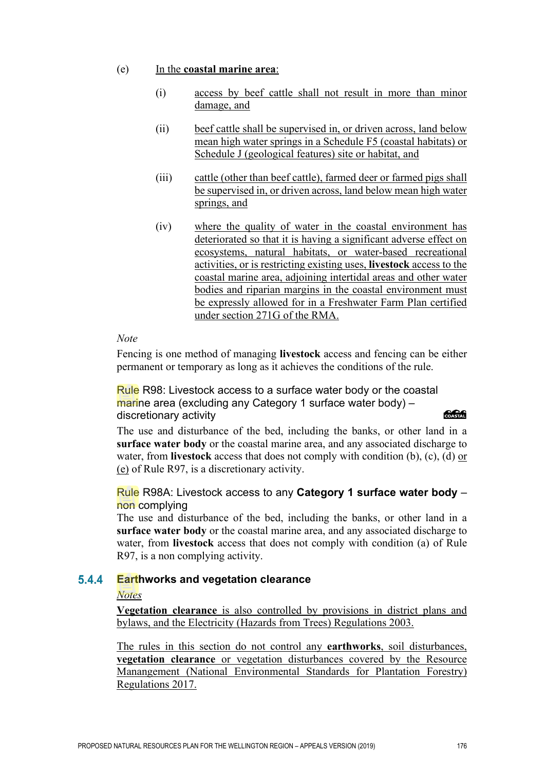(e) In the **coastal marine area**:

(i) access by beef cattle shall not result in more than minor damage, and

(ii) beef cattle shall be supervised in, or driven across, land below mean high water springs in a Schedule F5 (coastal habitats) or Schedule J (geological features) site or habitat, and

(iii) cattle (other than beef cattle), farmed deer or farmed pigs shall be supervised in, or driven across, land below mean high water springs, and

(iv) where the quality of water in the coastal environment has deteriorated so that it is having a significant adverse effect on ecosystems, natural habitats, or water-based recreational activities, or is restricting existing uses, **livestock** access to the coastal marine area, adjoining intertidal areas and other water bodies and riparian margins in the coastal environment must be expressly allowed for in a Freshwater Farm Plan certified under section 271G of the RMA.

*Note*

Fencing is one method of managing **livestock** access and fencing can be either permanent or temporary as long as it achieves the conditions of the rule.

### Rule R98: Livestock access to a surface water body or the coastal marine area (excluding any Category 1 surface water body) – discretionary activity

The use and disturbance of the bed, including the banks, or other land in a **surface water body** or the coastal marine area, and any associated discharge to water, from **livestock** access that does not comply with condition (b), (c), (d) or (e) of Rule R97, is a discretionary activity.

### Rule R98A: Livestock access to any **Category 1 surface water body** – non complying

The use and disturbance of the bed, including the banks, or other land in a **surface water body** or the coastal marine area, and any associated discharge to water, from **livestock** access that does not comply with condition (a) of Rule R97, is a non complying activity.

## 5.4.4 Earthworks and vegetation clearance

*Notes*

**Vegetation clearance** is also controlled by provisions in district plans and bylaws, and the Electricity (Hazards from Trees) Regulations 2003.

The rules in this section do not control any **earthworks**, soil disturbances, **vegetation clearance** or vegetation disturbances covered by the Resource Manangement (National Environmental Standards for Plantation Forestry) Regulations 2017.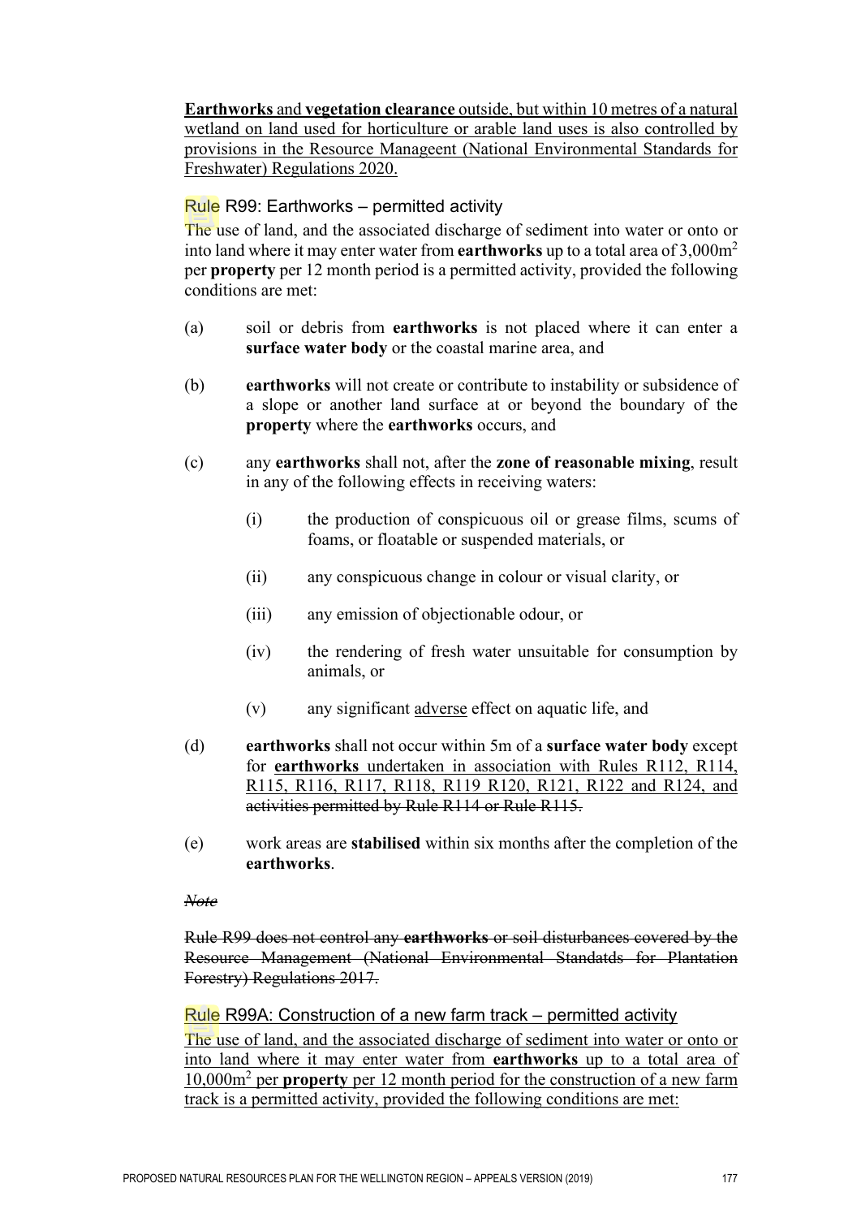**Earthworks** and **vegetation clearance** outside, but within 10 metres of a natural wetland on land used for horticulture or arable land uses is also controlled by provisions in the Resource Manageent (National Environmental Standards for Freshwater) Regulations 2020.

### Rule R99: Earthworks – permitted activity

The use of land, and the associated discharge of sediment into water or onto or into land where it may enter water from **earthworks** up to a total area of 3,000m$^2$ per **property** per 12 month period is a permitted activity, provided the following conditions are met:

(a) soil or debris from **earthworks** is not placed where it can enter a **surface water body** or the coastal marine area, and

(b) **earthworks** will not create or contribute to instability or subsidence of a slope or another land surface at or beyond the boundary of the **property** where the **earthworks** occurs, and

(c) any **earthworks** shall not, after the **zone of reasonable mixing**, result in any of the following effects in receiving waters:

  (i) the production of conspicuous oil or grease films, scums of foams, or floatable or suspended materials, or

  (ii) any conspicuous change in colour or visual clarity, or

  (iii) any emission of objectionable odour, or

  (iv) the rendering of fresh water unsuitable for consumption by animals, or

  (v) any significant adverse effect on aquatic life, and

(d) **earthworks** shall not occur within 5m of a **surface water body** except for **earthworks** undertaken in association with Rules R112, R114, R115, R116, R117, R118, R119 R120, R121, R122 and R124, and ~~activities permitted by Rule R114 or Rule R115.~~

(e) work areas are **stabilised** within six months after the completion of the **earthworks**.

~~*Note*~~

~~Rule R99 does not control any **earthworks** or soil disturbances covered by the Resource Management (National Environmental Standatds for Plantation Forestry) Regulations 2017.~~

### Rule R99A: Construction of a new farm track – permitted activity

The use of land, and the associated discharge of sediment into water or onto or into land where it may enter water from **earthworks** up to a total area of 10,000m$^2$ per **property** per 12 month period for the construction of a new farm track is a permitted activity, provided the following conditions are met: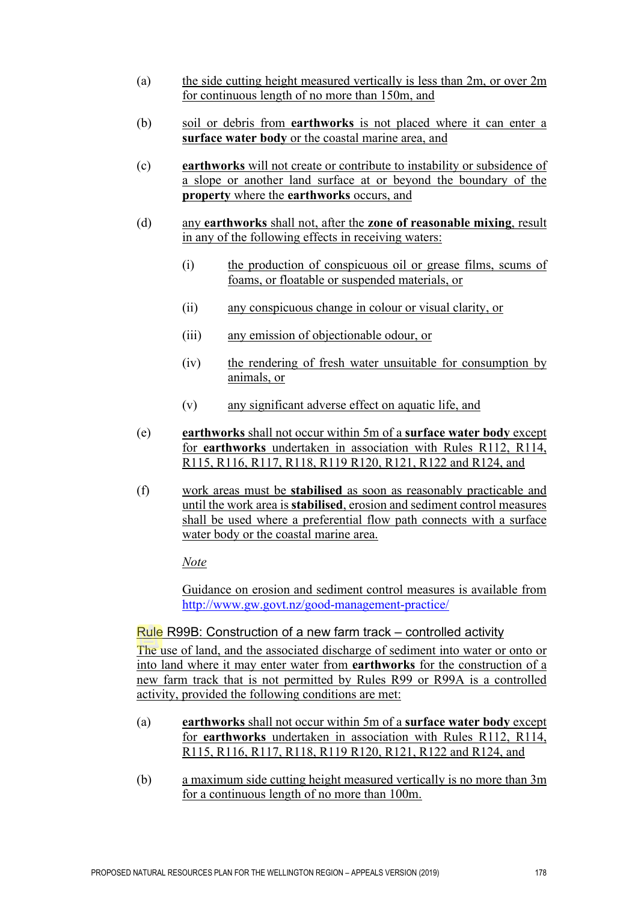(a) the side cutting height measured vertically is less than 2m, or over 2m for continuous length of no more than 150m, and

(b) soil or debris from **earthworks** is not placed where it can enter a **surface water body** or the coastal marine area, and

(c) **earthworks** will not create or contribute to instability or subsidence of a slope or another land surface at or beyond the boundary of the **property** where the **earthworks** occurs, and

(d) any **earthworks** shall not, after the **zone of reasonable mixing**, result in any of the following effects in receiving waters:

  (i) the production of conspicuous oil or grease films, scums of foams, or floatable or suspended materials, or

  (ii) any conspicuous change in colour or visual clarity, or

  (iii) any emission of objectionable odour, or

  (iv) the rendering of fresh water unsuitable for consumption by animals, or

  (v) any significant adverse effect on aquatic life, and

(e) **earthworks** shall not occur within 5m of a **surface water body** except for **earthworks** undertaken in association with Rules R112, R114, R115, R116, R117, R118, R119 R120, R121, R122 and R124, and

(f) work areas must be **stabilised** as soon as reasonably practicable and until the work area is **stabilised**, erosion and sediment control measures shall be used where a preferential flow path connects with a surface water body or the coastal marine area.

*Note*

Guidance on erosion and sediment control measures is available from http://www.gw.govt.nz/good-management-practice/

### Rule R99B: Construction of a new farm track – controlled activity

The use of land, and the associated discharge of sediment into water or onto or into land where it may enter water from **earthworks** for the construction of a new farm track that is not permitted by Rules R99 or R99A is a controlled activity, provided the following conditions are met:

(a) **earthworks** shall not occur within 5m of a **surface water body** except for **earthworks** undertaken in association with Rules R112, R114, R115, R116, R117, R118, R119 R120, R121, R122 and R124, and

(b) a maximum side cutting height measured vertically is no more than 3m for a continuous length of no more than 100m.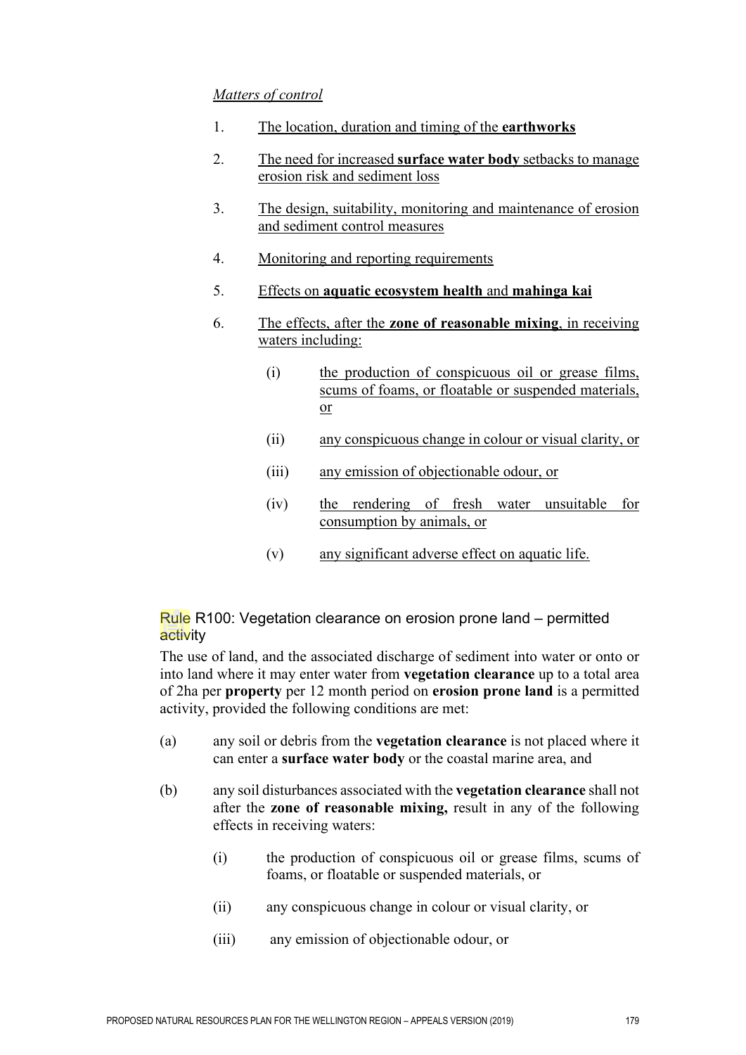*Matters of control*

1. <u>The location, duration and timing of the **earthworks**</u>

2. <u>The need for increased **surface water body** setbacks to manage erosion risk and sediment loss</u>

3. <u>The design, suitability, monitoring and maintenance of erosion and sediment control measures</u>

4. <u>Monitoring and reporting requirements</u>

5. <u>Effects on **aquatic ecosystem health** and **mahinga kai**</u>

6. <u>The effects, after the **zone of reasonable mixing**, in receiving waters including:</u>

   (i) <u>the production of conspicuous oil or grease films, scums of foams, or floatable or suspended materials, or</u>

   (ii) <u>any conspicuous change in colour or visual clarity, or</u>

   (iii) <u>any emission of objectionable odour, or</u>

   (iv) <u>the rendering of fresh water unsuitable for consumption by animals, or</u>

   (v) <u>any significant adverse effect on aquatic life.</u>

### Rule R100: Vegetation clearance on erosion prone land – permitted activity

The use of land, and the associated discharge of sediment into water or onto or into land where it may enter water from **vegetation clearance** up to a total area of 2ha per **property** per 12 month period on **erosion prone land** is a permitted activity, provided the following conditions are met:

(a) any soil or debris from the **vegetation clearance** is not placed where it can enter a **surface water body** or the coastal marine area, and

(b) any soil disturbances associated with the **vegetation clearance** shall not after the **zone of reasonable mixing,** result in any of the following effects in receiving waters:

   (i) the production of conspicuous oil or grease films, scums of foams, or floatable or suspended materials, or

   (ii) any conspicuous change in colour or visual clarity, or

   (iii) any emission of objectionable odour, or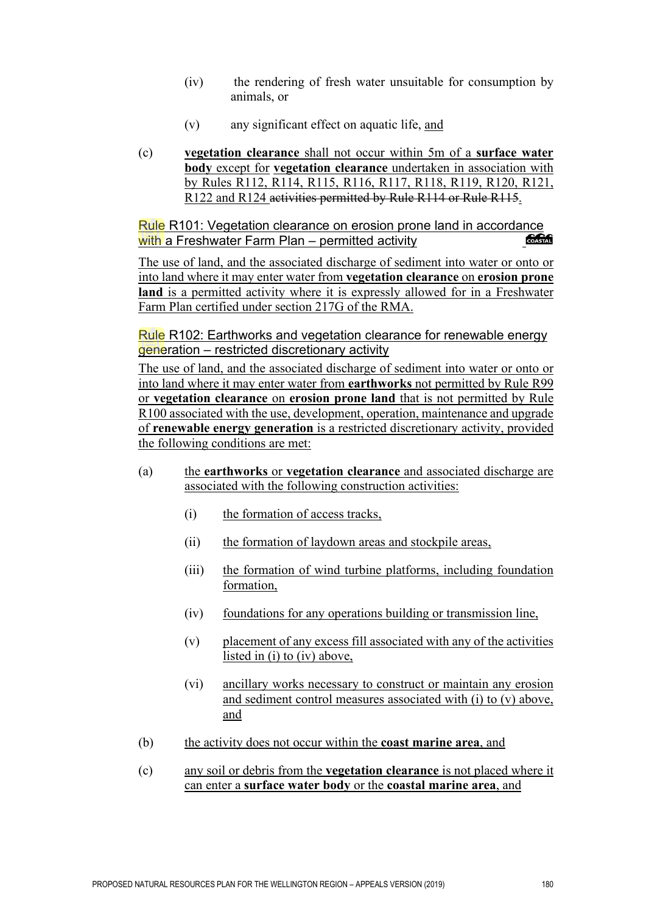(iv) the rendering of fresh water unsuitable for consumption by animals, or

(v) any significant effect on aquatic life, and

(c) **vegetation clearance** shall not occur within 5m of a **surface water body** except for **vegetation clearance** undertaken in association with by Rules R112, R114, R115, R116, R117, R118, R119, R120, R121, R122 and R124 ~~activities permitted by Rule R114 or Rule R115~~.

### Rule R101: Vegetation clearance on erosion prone land in accordance with a Freshwater Farm Plan – permitted activity

The use of land, and the associated discharge of sediment into water or onto or into land where it may enter water from **vegetation clearance** on **erosion prone land** is a permitted activity where it is expressly allowed for in a Freshwater Farm Plan certified under section 217G of the RMA.

### Rule R102: Earthworks and vegetation clearance for renewable energy generation – restricted discretionary activity

The use of land, and the associated discharge of sediment into water or onto or into land where it may enter water from **earthworks** not permitted by Rule R99 or **vegetation clearance** on **erosion prone land** that is not permitted by Rule R100 associated with the use, development, operation, maintenance and upgrade of **renewable energy generation** is a restricted discretionary activity, provided the following conditions are met:

(a) the **earthworks** or **vegetation clearance** and associated discharge are associated with the following construction activities:

  (i) the formation of access tracks,

  (ii) the formation of laydown areas and stockpile areas,

  (iii) the formation of wind turbine platforms, including foundation formation,

  (iv) foundations for any operations building or transmission line,

  (v) placement of any excess fill associated with any of the activities listed in (i) to (iv) above,

  (vi) ancillary works necessary to construct or maintain any erosion and sediment control measures associated with (i) to (v) above, and

(b) the activity does not occur within the **coast marine area**, and

(c) any soil or debris from the **vegetation clearance** is not placed where it can enter a **surface water body** or the **coastal marine area**, and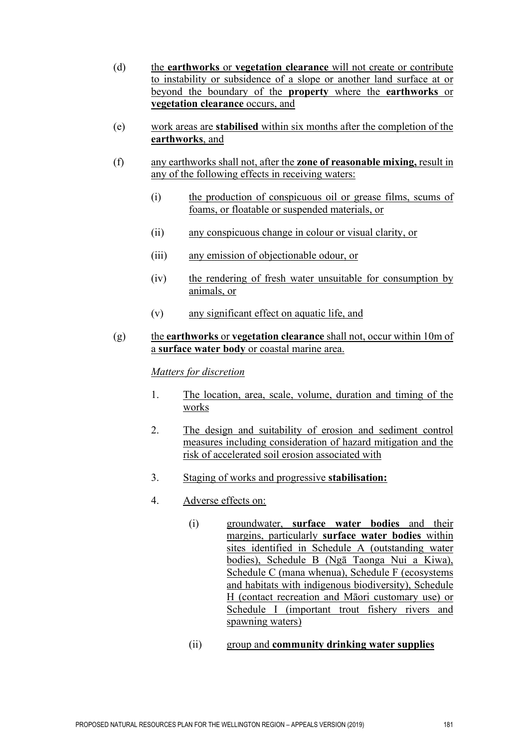(d) the **earthworks** or **vegetation clearance** will not create or contribute to instability or subsidence of a slope or another land surface at or beyond the boundary of the **property** where the **earthworks** or **vegetation clearance** occurs, and

(e) work areas are **stabilised** within six months after the completion of the **earthworks**, and

(f) any earthworks shall not, after the **zone of reasonable mixing,** result in any of the following effects in receiving waters:

- (i) the production of conspicuous oil or grease films, scums of foams, or floatable or suspended materials, or
- (ii) any conspicuous change in colour or visual clarity, or
- (iii) any emission of objectionable odour, or
- (iv) the rendering of fresh water unsuitable for consumption by animals, or
- (v) any significant effect on aquatic life, and

(g) the **earthworks** or **vegetation clearance** shall not, occur within 10m of a **surface water body** or coastal marine area.

*Matters for discretion*

1. The location, area, scale, volume, duration and timing of the works
2. The design and suitability of erosion and sediment control measures including consideration of hazard mitigation and the risk of accelerated soil erosion associated with
3. Staging of works and progressive **stabilisation:**
4. Adverse effects on:
   - (i) groundwater, **surface water bodies** and their margins, particularly **surface water bodies** within sites identified in Schedule A (outstanding water bodies), Schedule B (Ngā Taonga Nui a Kiwa), Schedule C (mana whenua), Schedule F (ecosystems and habitats with indigenous biodiversity), Schedule H (contact recreation and Māori customary use) or Schedule I (important trout fishery rivers and spawning waters)
   - (ii) group and **community drinking water supplies**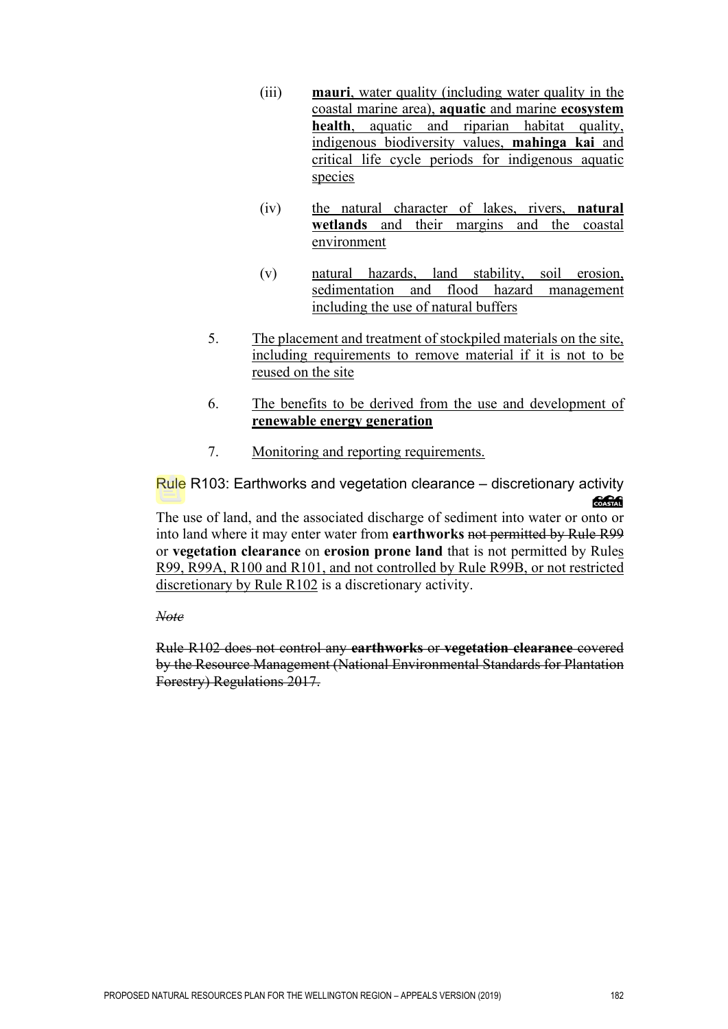(iii) **mauri**, water quality (including water quality in the coastal marine area), **aquatic** and marine **ecosystem health**, aquatic and riparian habitat quality, indigenous biodiversity values, **mahinga kai** and critical life cycle periods for indigenous aquatic species

(iv) the natural character of lakes, rivers, **natural wetlands** and their margins and the coastal environment

(v) natural hazards, land stability, soil erosion, sedimentation and flood hazard management including the use of natural buffers

5. The placement and treatment of stockpiled materials on the site, including requirements to remove material if it is not to be reused on the site

6. The benefits to be derived from the use and development of **renewable energy generation**

7. Monitoring and reporting requirements.

### Rule R103: Earthworks and vegetation clearance – discretionary activity

COASTAL

The use of land, and the associated discharge of sediment into water or onto or into land where it may enter water from **earthworks** ~~not permitted by Rule R99~~ or **vegetation clearance** on **erosion prone land** that is not permitted by Rules R99, R99A, R100 and R101, and not controlled by Rule R99B, or not restricted discretionary by Rule R102 is a discretionary activity.

~~*Note*~~

~~Rule R102 does not control any **earthworks** or **vegetation clearance** covered by the Resource Management (National Environmental Standards for Plantation Forestry) Regulations 2017.~~